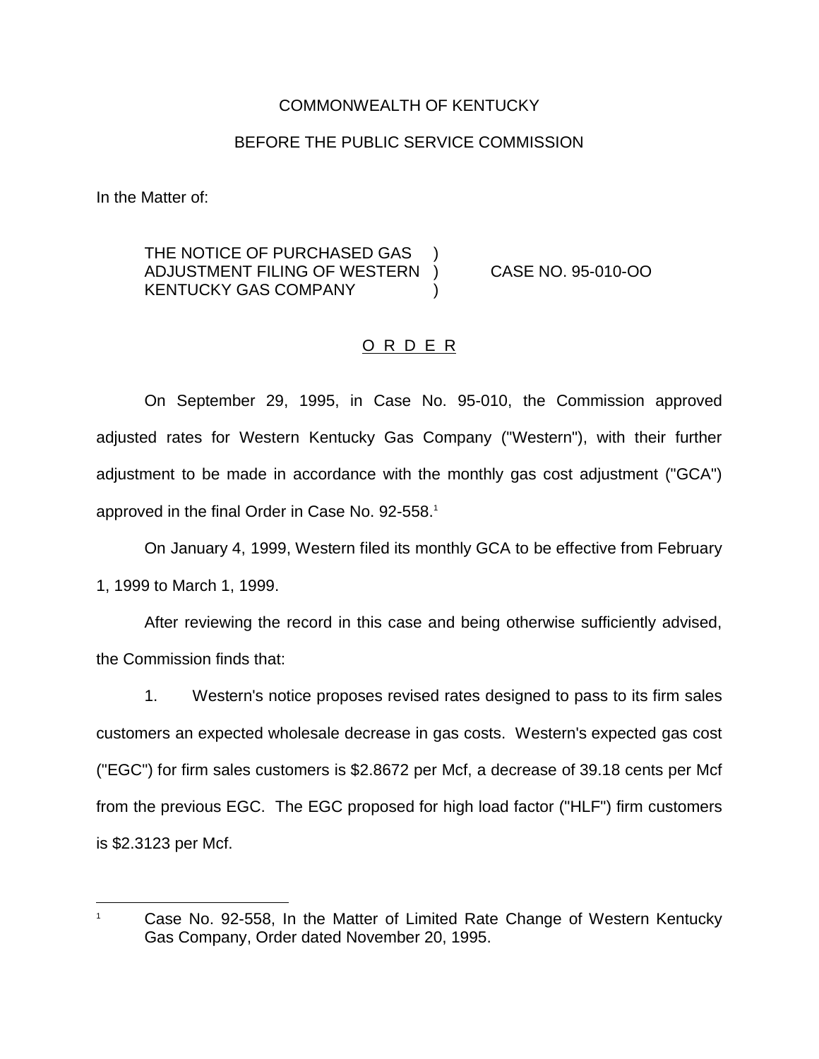COMMONWEALTH OF KENTUCKY

BEFORE THE PUBLIC SERVICE COMMISSION

In the Matter of:

THE NOTICE OF PURCHASED GAS ADJUSTMENT FILING OF WESTERN KENTUCKY GAS COMPANY ) CASE NO. 95-010-OO

O R D E R

On September 29, 1995, in Case No. 95-010, the Commission approved adjusted rates for Western Kentucky Gas Company ("Western"), with their further adjustment to be made in accordance with the monthly gas cost adjustment ("GCA") approved in the final Order in Case No. 92-558.[1]

On January 4, 1999, Western filed its monthly GCA to be effective from February 1, 1999 to March 1, 1999.

After reviewing the record in this case and being otherwise sufficiently advised, the Commission finds that:

1. Western's notice proposes revised rates designed to pass to its firm sales customers an expected wholesale decrease in gas costs. Western's expected gas cost ("EGC") for firm sales customers is $2.8672 per Mcf, a decrease of 39.18 cents per Mcf from the previous EGC. The EGC proposed for high load factor ("HLF") firm customers is $2.3123 per Mcf.

---

[1] Case No. 92-558, In the Matter of Limited Rate Change of Western Kentucky Gas Company, Order dated November 20, 1995.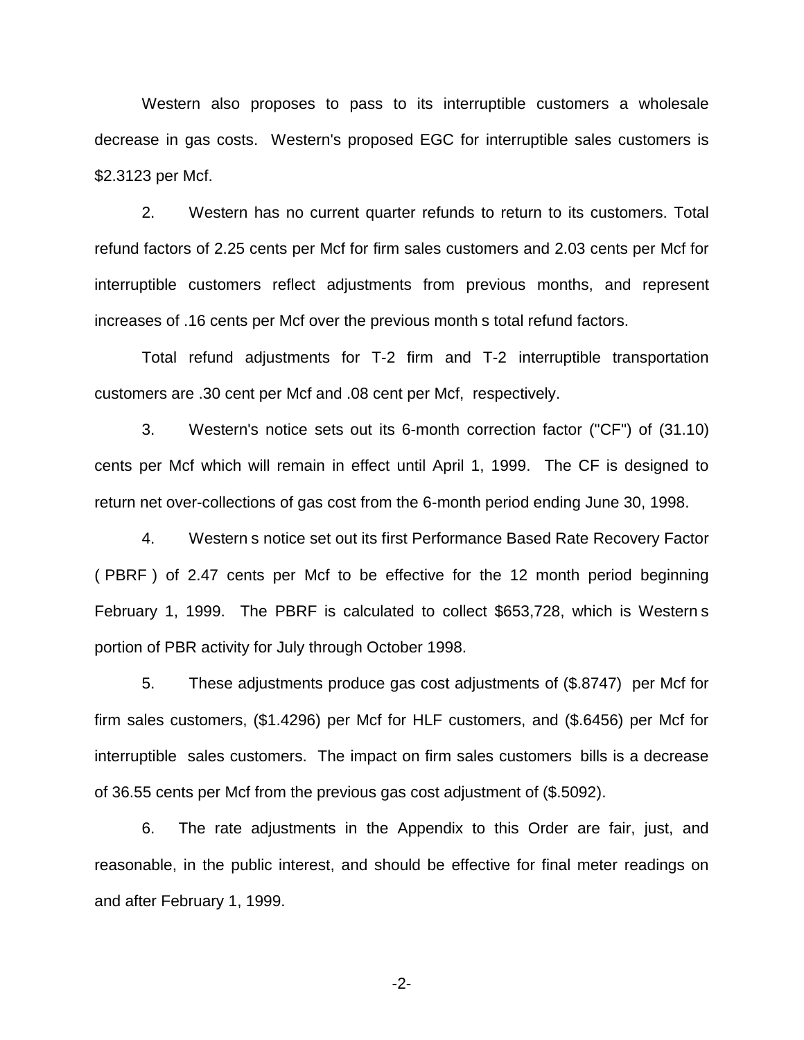Western also proposes to pass to its interruptible customers a wholesale decrease in gas costs. Western's proposed EGC for interruptible sales customers is $2.3123 per Mcf.

2. Western has no current quarter refunds to return to its customers. Total refund factors of 2.25 cents per Mcf for firm sales customers and 2.03 cents per Mcf for interruptible customers reflect adjustments from previous months, and represent increases of .16 cents per Mcf over the previous month s total refund factors.

Total refund adjustments for T-2 firm and T-2 interruptible transportation customers are .30 cent per Mcf and .08 cent per Mcf, respectively.

3. Western's notice sets out its 6-month correction factor ("CF") of (31.10) cents per Mcf which will remain in effect until April 1, 1999. The CF is designed to return net over-collections of gas cost from the 6-month period ending June 30, 1998.

4. Western s notice set out its first Performance Based Rate Recovery Factor ( PBRF ) of 2.47 cents per Mcf to be effective for the 12 month period beginning February 1, 1999. The PBRF is calculated to collect $653,728, which is Western s portion of PBR activity for July through October 1998.

5. These adjustments produce gas cost adjustments of ($.8747) per Mcf for firm sales customers, ($1.4296) per Mcf for HLF customers, and ($.6456) per Mcf for interruptible sales customers. The impact on firm sales customers bills is a decrease of 36.55 cents per Mcf from the previous gas cost adjustment of ($.5092).

6. The rate adjustments in the Appendix to this Order are fair, just, and reasonable, in the public interest, and should be effective for final meter readings on and after February 1, 1999.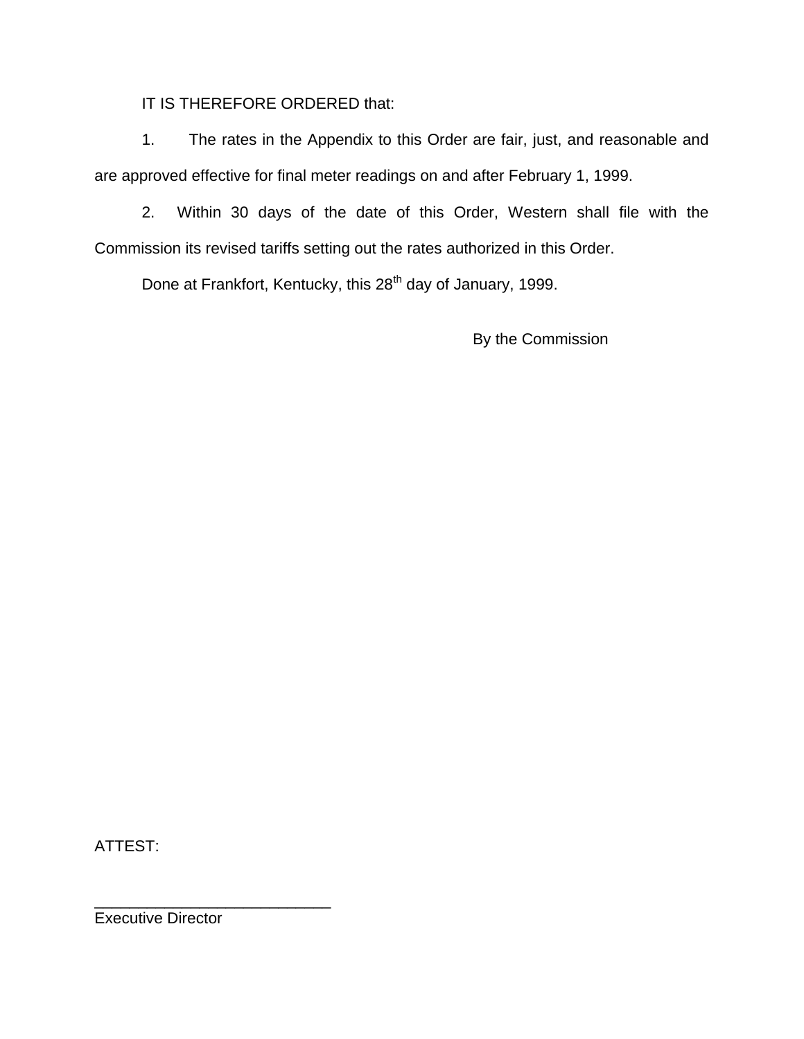IT IS THEREFORE ORDERED that:

1. The rates in the Appendix to this Order are fair, just, and reasonable and are approved effective for final meter readings on and after February 1, 1999.

2. Within 30 days of the date of this Order, Western shall file with the Commission its revised tariffs setting out the rates authorized in this Order.

Done at Frankfort, Kentucky, this 28th day of January, 1999.

By the Commission

ATTEST:

___________________________
Executive Director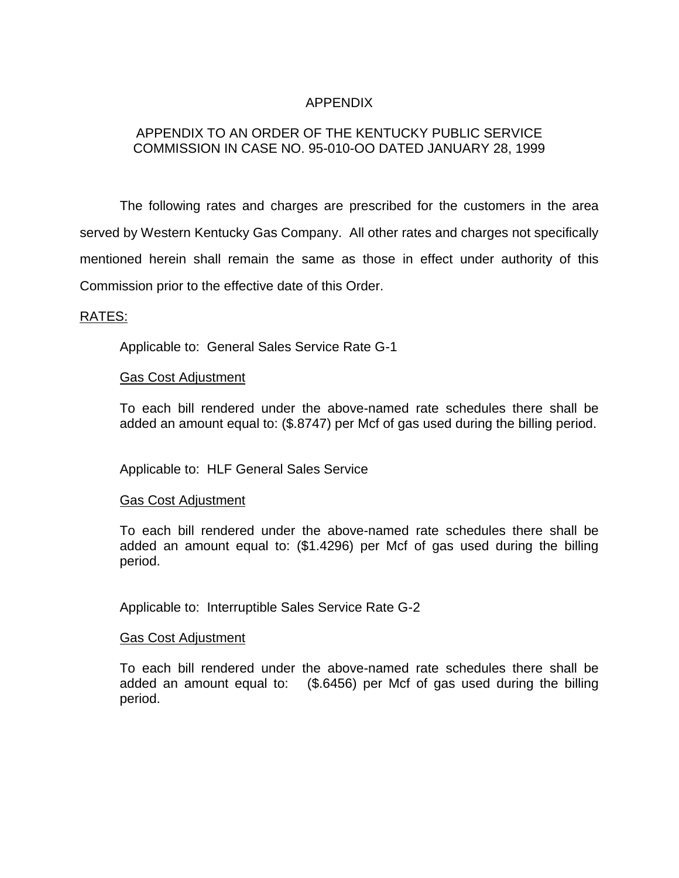# APPENDIX

## APPENDIX TO AN ORDER OF THE KENTUCKY PUBLIC SERVICE COMMISSION IN CASE NO. 95-010-OO DATED JANUARY 28, 1999

The following rates and charges are prescribed for the customers in the area served by Western Kentucky Gas Company. All other rates and charges not specifically mentioned herein shall remain the same as those in effect under authority of this Commission prior to the effective date of this Order.

RATES:

Applicable to: General Sales Service Rate G-1

Gas Cost Adjustment

To each bill rendered under the above-named rate schedules there shall be added an amount equal to: ($.8747) per Mcf of gas used during the billing period.

Applicable to: HLF General Sales Service

Gas Cost Adjustment

To each bill rendered under the above-named rate schedules there shall be added an amount equal to: ($1.4296) per Mcf of gas used during the billing period.

Applicable to: Interruptible Sales Service Rate G-2

Gas Cost Adjustment

To each bill rendered under the above-named rate schedules there shall be added an amount equal to: ($.6456) per Mcf of gas used during the billing period.